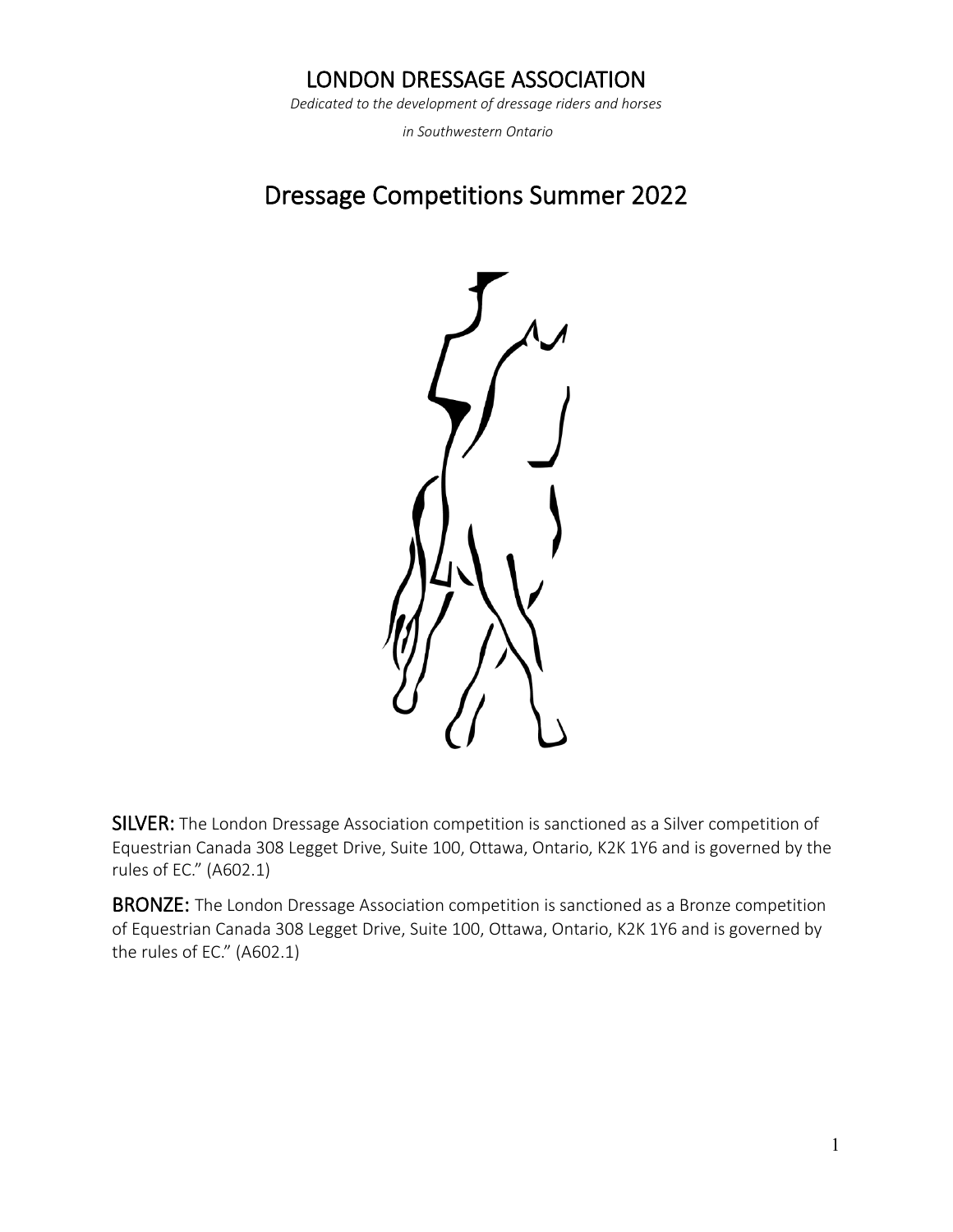# LONDON DRESSAGE ASSOCIATION

*Dedicated to the development of dressage riders and horses*

*in Southwestern Ontario*

## Dressage Competitions Summer 2022

**SILVER:** The London Dressage Association competition is sanctioned as a Silver competition of Equestrian Canada 308 Legget Drive, Suite 100, Ottawa, Ontario, K2K 1Y6 and is governed by the rules of EC." (A602.1)

**BRONZE:** The London Dressage Association competition is sanctioned as a Bronze competition of Equestrian Canada 308 Legget Drive, Suite 100, Ottawa, Ontario, K2K 1Y6 and is governed by the rules of EC." (A602.1)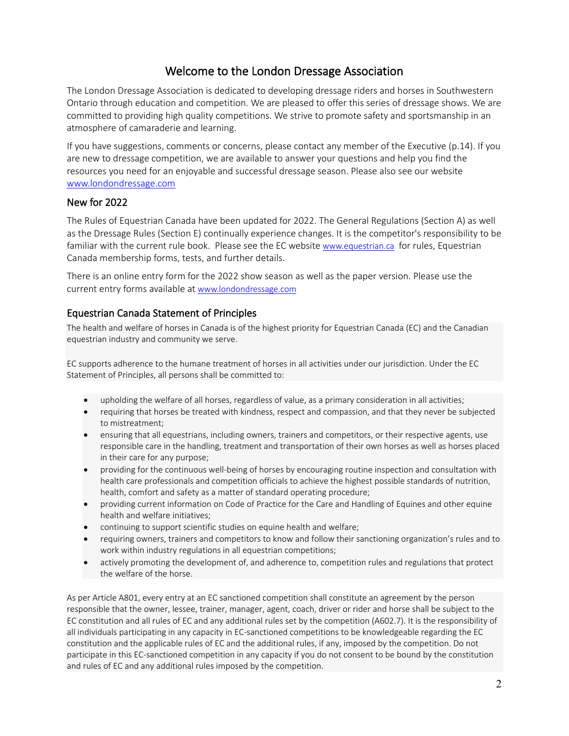# Welcome to the London Dressage Association

The London Dressage Association is dedicated to developing dressage riders and horses in Southwestern Ontario through education and competition. We are pleased to offer this series of dressage shows. We are committed to providing high quality competitions. We strive to promote safety and sportsmanship in an atmosphere of camaraderie and learning.

If you have suggestions, comments or concerns, please contact any member of the Executive (p.14). If you are new to dressage competition, we are available to answer your questions and help you find the resources you need for an enjoyable and successful dressage season. Please also see our website www.londondressage.com

## New for 2022

The Rules of Equestrian Canada have been updated for 2022. The General Regulations (Section A) as well as the Dressage Rules (Section E) continually experience changes. It is the competitor's responsibility to be familiar with the current rule book. Please see the EC website www.equestrian.ca for rules, Equestrian Canada membership forms, tests, and further details.

There is an online entry form for the 2022 show season as well as the paper version. Please use the current entry forms available at www.londondressage.com

## Equestrian Canada Statement of Principles

The health and welfare of horses in Canada is of the highest priority for Equestrian Canada (EC) and the Canadian equestrian industry and community we serve.

EC supports adherence to the humane treatment of horses in all activities under our jurisdiction. Under the EC Statement of Principles, all persons shall be committed to:

- upholding the welfare of all horses, regardless of value, as a primary consideration in all activities;
- requiring that horses be treated with kindness, respect and compassion, and that they never be subjected to mistreatment;
- ensuring that all equestrians, including owners, trainers and competitors, or their respective agents, use responsible care in the handling, treatment and transportation of their own horses as well as horses placed in their care for any purpose;
- providing for the continuous well-being of horses by encouraging routine inspection and consultation with health care professionals and competition officials to achieve the highest possible standards of nutrition, health, comfort and safety as a matter of standard operating procedure;
- providing current information on Code of Practice for the Care and Handling of Equines and other equine health and welfare initiatives;
- continuing to support scientific studies on equine health and welfare;
- requiring owners, trainers and competitors to know and follow their sanctioning organization's rules and to work within industry regulations in all equestrian competitions;
- actively promoting the development of, and adherence to, competition rules and regulations that protect the welfare of the horse.

As per Article A801, every entry at an EC sanctioned competition shall constitute an agreement by the person responsible that the owner, lessee, trainer, manager, agent, coach, driver or rider and horse shall be subject to the EC constitution and all rules of EC and any additional rules set by the competition (A602.7). It is the responsibility of all individuals participating in any capacity in EC-sanctioned competitions to be knowledgeable regarding the EC constitution and the applicable rules of EC and the additional rules, if any, imposed by the competition. Do not participate in this EC-sanctioned competition in any capacity if you do not consent to be bound by the constitution and rules of EC and any additional rules imposed by the competition.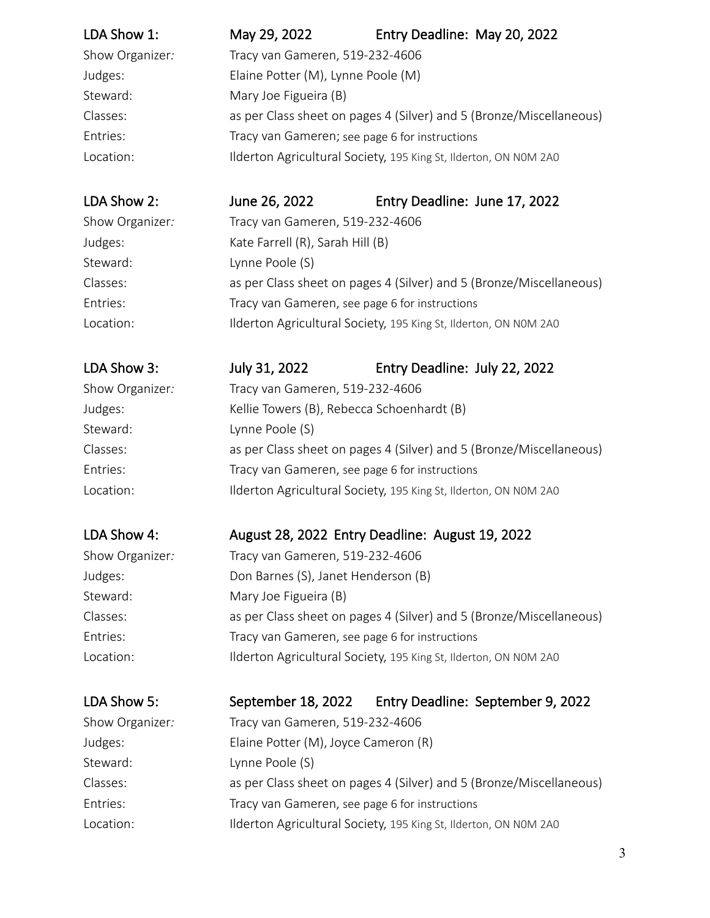## LDA Show 1: May 29, 2022 Entry Deadline: May 20, 2022

Show Organizer*:* Tracy van Gameren, 519-232-4606

Judges: Elaine Potter (M), Lynne Poole (M)

Steward: Mary Joe Figueira (B)

Classes: as per Class sheet on pages 4 (Silver) and 5 (Bronze/Miscellaneous)

Entries: Tracy van Gameren; see page 6 for instructions

Location: Ilderton Agricultural Society, 195 King St, Ilderton, ON N0M 2A0

## LDA Show 2: June 26, 2022 Entry Deadline: June 17, 2022

Show Organizer*:* Tracy van Gameren, 519-232-4606

Judges: Kate Farrell (R), Sarah Hill (B)

Steward: Lynne Poole (S)

Classes: as per Class sheet on pages 4 (Silver) and 5 (Bronze/Miscellaneous)

Entries: Tracy van Gameren, see page 6 for instructions

Location: Ilderton Agricultural Society, 195 King St, Ilderton, ON N0M 2A0

## LDA Show 3: July 31, 2022 Entry Deadline: July 22, 2022

Show Organizer*:* Tracy van Gameren, 519-232-4606

Judges: Kellie Towers (B), Rebecca Schoenhardt (B)

Steward: Lynne Poole (S)

Classes: as per Class sheet on pages 4 (Silver) and 5 (Bronze/Miscellaneous)

Entries: Tracy van Gameren, see page 6 for instructions

Location: Ilderton Agricultural Society, 195 King St, Ilderton, ON N0M 2A0

## LDA Show 4: August 28, 2022 Entry Deadline: August 19, 2022

Show Organizer*:* Tracy van Gameren, 519-232-4606

Judges: Don Barnes (S), Janet Henderson (B)

Steward: Mary Joe Figueira (B)

Classes: as per Class sheet on pages 4 (Silver) and 5 (Bronze/Miscellaneous)

Entries: Tracy van Gameren, see page 6 for instructions

Location: Ilderton Agricultural Society, 195 King St, Ilderton, ON N0M 2A0

## LDA Show 5: September 18, 2022 Entry Deadline: September 9, 2022

Show Organizer*:* Tracy van Gameren, 519-232-4606

Judges: Elaine Potter (M), Joyce Cameron (R)

Steward: Lynne Poole (S)

Classes: as per Class sheet on pages 4 (Silver) and 5 (Bronze/Miscellaneous)

Entries: Tracy van Gameren, see page 6 for instructions

Location: Ilderton Agricultural Society, 195 King St, Ilderton, ON N0M 2A0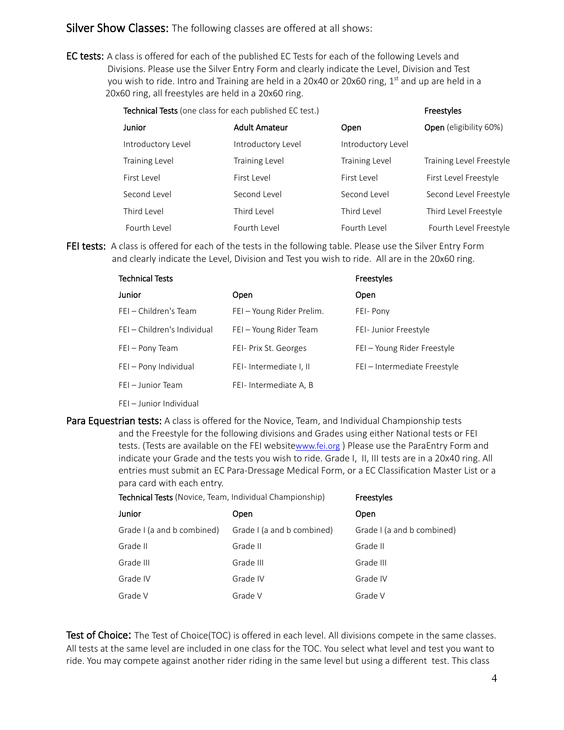## Silver Show Classes: The following classes are offered at all shows:

**EC tests:** A class is offered for each of the published EC Tests for each of the following Levels and Divisions. Please use the Silver Entry Form and clearly indicate the Level, Division and Test you wish to ride. Intro and Training are held in a 20x40 or 20x60 ring, 1st and up are held in a 20x60 ring, all freestyles are held in a 20x60 ring.

| Technical Tests (one class for each published EC test.) | | | Freestyles |
|---|---|---|---|
| **Junior** | **Adult Amateur** | **Open** | **Open** (eligibility 60%) |
| Introductory Level | Introductory Level | Introductory Level | |
| Training Level | Training Level | Training Level | Training Level Freestyle |
| First Level | First Level | First Level | First Level Freestyle |
| Second Level | Second Level | Second Level | Second Level Freestyle |
| Third Level | Third Level | Third Level | Third Level Freestyle |
| Fourth Level | Fourth Level | Fourth Level | Fourth Level Freestyle |

**FEI tests:** A class is offered for each of the tests in the following table. Please use the Silver Entry Form and clearly indicate the Level, Division and Test you wish to ride. All are in the 20x60 ring.

| Technical Tests | | Freestyles |
|---|---|---|
| **Junior** | **Open** | **Open** |
| FEI – Children's Team | FEI – Young Rider Prelim. | FEI- Pony |
| FEI – Children's Individual | FEI – Young Rider Team | FEI- Junior Freestyle |
| FEI – Pony Team | FEI- Prix St. Georges | FEI – Young Rider Freestyle |
| FEI – Pony Individual | FEI- Intermediate I, II | FEI – Intermediate Freestyle |
| FEI – Junior Team | FEI- Intermediate A, B | |
| FEI – Junior Individual | | |

**Para Equestrian tests:** A class is offered for the Novice, Team, and Individual Championship tests and the Freestyle for the following divisions and Grades using either National tests or FEI tests. (Tests are available on the FEI website www.fei.org ) Please use the ParaEntry Form and indicate your Grade and the tests you wish to ride. Grade I, II, III tests are in a 20x40 ring. All entries must submit an EC Para-Dressage Medical Form, or a EC Classification Master List or a para card with each entry.

| Technical Tests (Novice, Team, Individual Championship) | | Freestyles |
|---|---|---|
| **Junior** | **Open** | **Open** |
| Grade I (a and b combined) | Grade I (a and b combined) | Grade I (a and b combined) |
| Grade II | Grade II | Grade II |
| Grade III | Grade III | Grade III |
| Grade IV | Grade IV | Grade IV |
| Grade V | Grade V | Grade V |

**Test of Choice:** The Test of Choice(TOC) is offered in each level. All divisions compete in the same classes. All tests at the same level are included in one class for the TOC. You select what level and test you want to ride. You may compete against another rider riding in the same level but using a different test. This class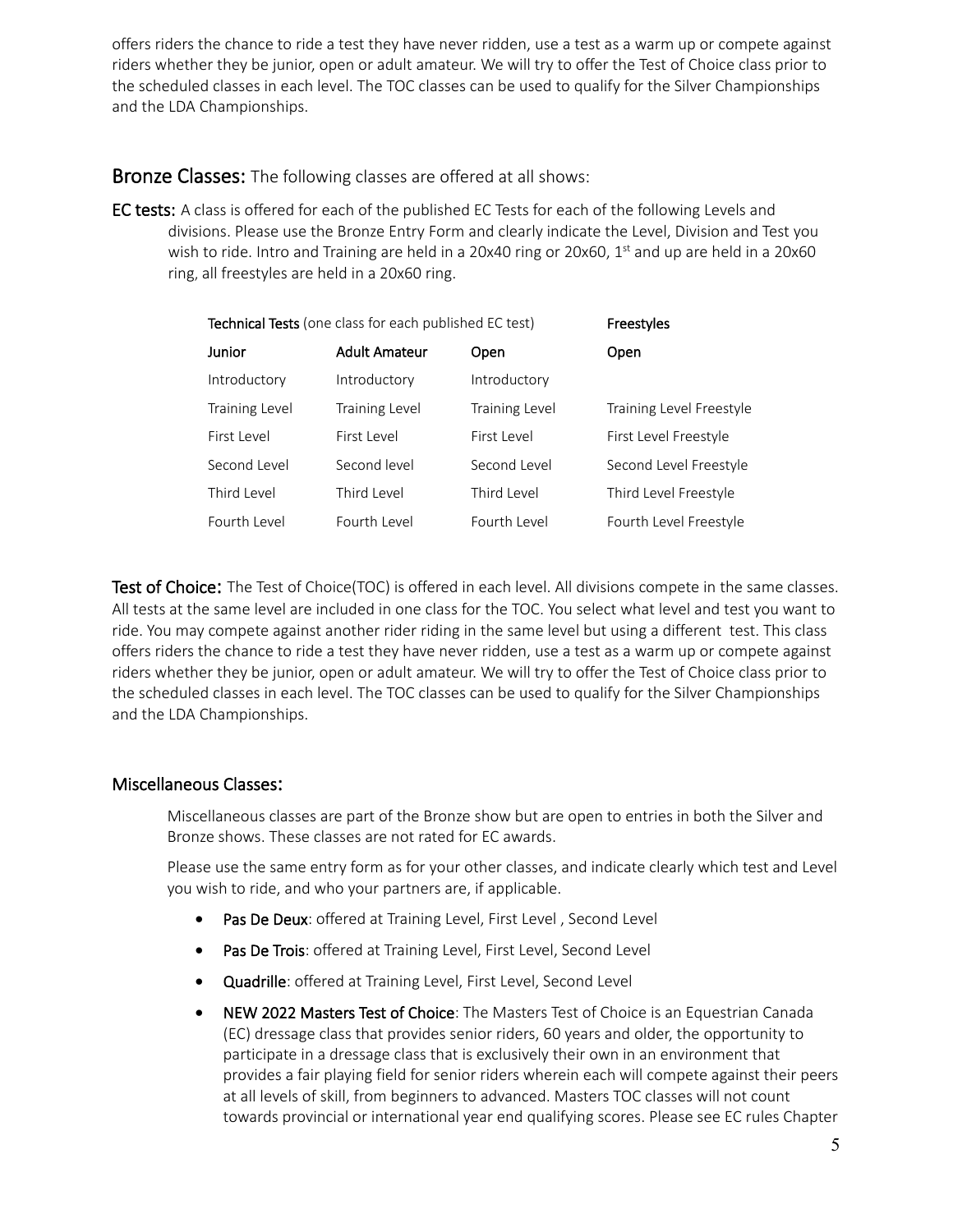offers riders the chance to ride a test they have never ridden, use a test as a warm up or compete against riders whether they be junior, open or adult amateur. We will try to offer the Test of Choice class prior to the scheduled classes in each level. The TOC classes can be used to qualify for the Silver Championships and the LDA Championships.

## Bronze Classes: The following classes are offered at all shows:

**EC tests:** A class is offered for each of the published EC Tests for each of the following Levels and divisions. Please use the Bronze Entry Form and clearly indicate the Level, Division and Test you wish to ride. Intro and Training are held in a 20x40 ring or 20x60, 1st and up are held in a 20x60 ring, all freestyles are held in a 20x60 ring.

| **Technical Tests** (one class for each published EC test) | | | **Freestyles** |
|---|---|---|---|
| **Junior** | **Adult Amateur** | **Open** | **Open** |
| Introductory | Introductory | Introductory | |
| Training Level | Training Level | Training Level | Training Level Freestyle |
| First Level | First Level | First Level | First Level Freestyle |
| Second Level | Second level | Second Level | Second Level Freestyle |
| Third Level | Third Level | Third Level | Third Level Freestyle |
| Fourth Level | Fourth Level | Fourth Level | Fourth Level Freestyle |

**Test of Choice:** The Test of Choice(TOC) is offered in each level. All divisions compete in the same classes. All tests at the same level are included in one class for the TOC. You select what level and test you want to ride. You may compete against another rider riding in the same level but using a different test. This class offers riders the chance to ride a test they have never ridden, use a test as a warm up or compete against riders whether they be junior, open or adult amateur. We will try to offer the Test of Choice class prior to the scheduled classes in each level. The TOC classes can be used to qualify for the Silver Championships and the LDA Championships.

### Miscellaneous Classes:

Miscellaneous classes are part of the Bronze show but are open to entries in both the Silver and Bronze shows. These classes are not rated for EC awards.

Please use the same entry form as for your other classes, and indicate clearly which test and Level you wish to ride, and who your partners are, if applicable.

- **Pas De Deux**: offered at Training Level, First Level , Second Level
- **Pas De Trois**: offered at Training Level, First Level, Second Level
- **Quadrille**: offered at Training Level, First Level, Second Level
- **NEW 2022 Masters Test of Choice**: The Masters Test of Choice is an Equestrian Canada (EC) dressage class that provides senior riders, 60 years and older, the opportunity to participate in a dressage class that is exclusively their own in an environment that provides a fair playing field for senior riders wherein each will compete against their peers at all levels of skill, from beginners to advanced. Masters TOC classes will not count towards provincial or international year end qualifying scores. Please see EC rules Chapter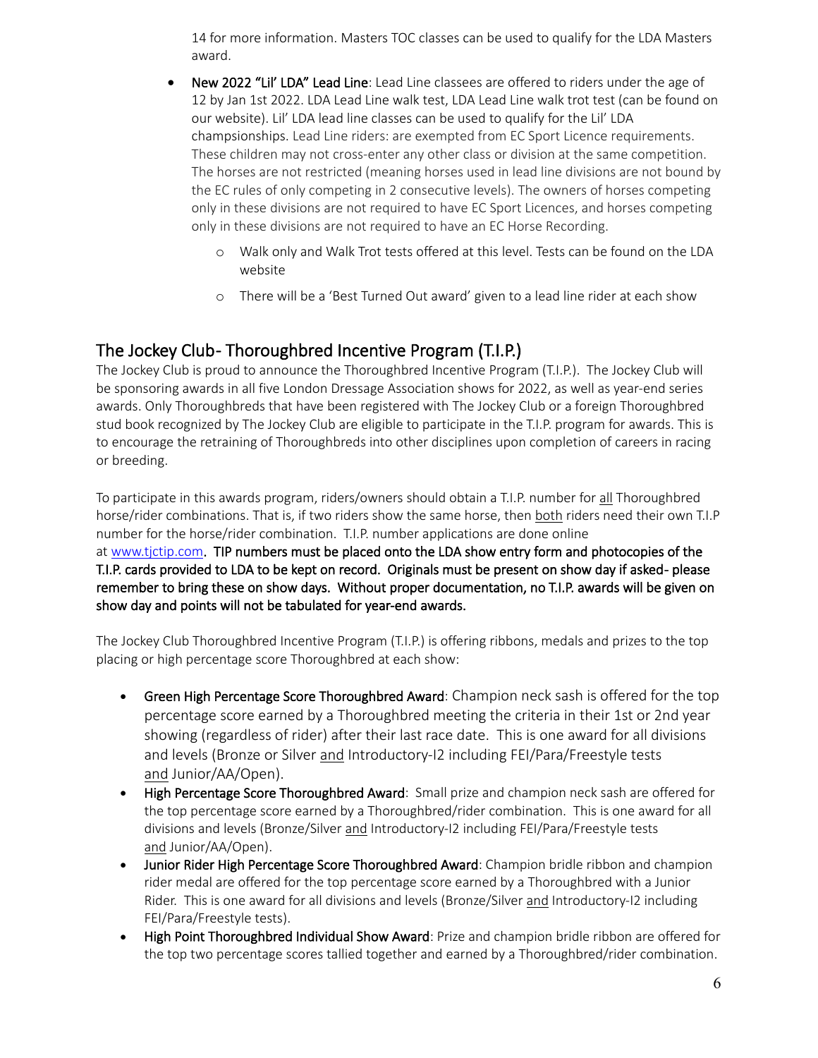14 for more information. Masters TOC classes can be used to qualify for the LDA Masters award.

- **New 2022 "Lil' LDA" Lead Line**: Lead Line classees are offered to riders under the age of 12 by Jan 1st 2022. LDA Lead Line walk test, LDA Lead Line walk trot test (can be found on our website). Lil' LDA lead line classes can be used to qualify for the Lil' LDA champsionships. Lead Line riders: are exempted from EC Sport Licence requirements. These children may not cross-enter any other class or division at the same competition. The horses are not restricted (meaning horses used in lead line divisions are not bound by the EC rules of only competing in 2 consecutive levels). The owners of horses competing only in these divisions are not required to have EC Sport Licences, and horses competing only in these divisions are not required to have an EC Horse Recording.
  - Walk only and Walk Trot tests offered at this level. Tests can be found on the LDA website
  - There will be a 'Best Turned Out award' given to a lead line rider at each show

## The Jockey Club- Thoroughbred Incentive Program (T.I.P.)

The Jockey Club is proud to announce the Thoroughbred Incentive Program (T.I.P.). The Jockey Club will be sponsoring awards in all five London Dressage Association shows for 2022, as well as year-end series awards. Only Thoroughbreds that have been registered with The Jockey Club or a foreign Thoroughbred stud book recognized by The Jockey Club are eligible to participate in the T.I.P. program for awards. This is to encourage the retraining of Thoroughbreds into other disciplines upon completion of careers in racing or breeding.

To participate in this awards program, riders/owners should obtain a T.I.P. number for all Thoroughbred horse/rider combinations. That is, if two riders show the same horse, then both riders need their own T.I.P number for the horse/rider combination. T.I.P. number applications are done online at www.tjctip.com. **TIP numbers must be placed onto the LDA show entry form and photocopies of the T.I.P. cards provided to LDA to be kept on record. Originals must be present on show day if asked- please remember to bring these on show days. Without proper documentation, no T.I.P. awards will be given on show day and points will not be tabulated for year-end awards.**

The Jockey Club Thoroughbred Incentive Program (T.I.P.) is offering ribbons, medals and prizes to the top placing or high percentage score Thoroughbred at each show:

- **Green High Percentage Score Thoroughbred Award**: Champion neck sash is offered for the top percentage score earned by a Thoroughbred meeting the criteria in their 1st or 2nd year showing (regardless of rider) after their last race date. This is one award for all divisions and levels (Bronze or Silver and Introductory-I2 including FEI/Para/Freestyle tests and Junior/AA/Open).
- **High Percentage Score Thoroughbred Award**: Small prize and champion neck sash are offered for the top percentage score earned by a Thoroughbred/rider combination. This is one award for all divisions and levels (Bronze/Silver and Introductory-I2 including FEI/Para/Freestyle tests and Junior/AA/Open).
- **Junior Rider High Percentage Score Thoroughbred Award**: Champion bridle ribbon and champion rider medal are offered for the top percentage score earned by a Thoroughbred with a Junior Rider. This is one award for all divisions and levels (Bronze/Silver and Introductory-I2 including FEI/Para/Freestyle tests).
- **High Point Thoroughbred Individual Show Award**: Prize and champion bridle ribbon are offered for the top two percentage scores tallied together and earned by a Thoroughbred/rider combination.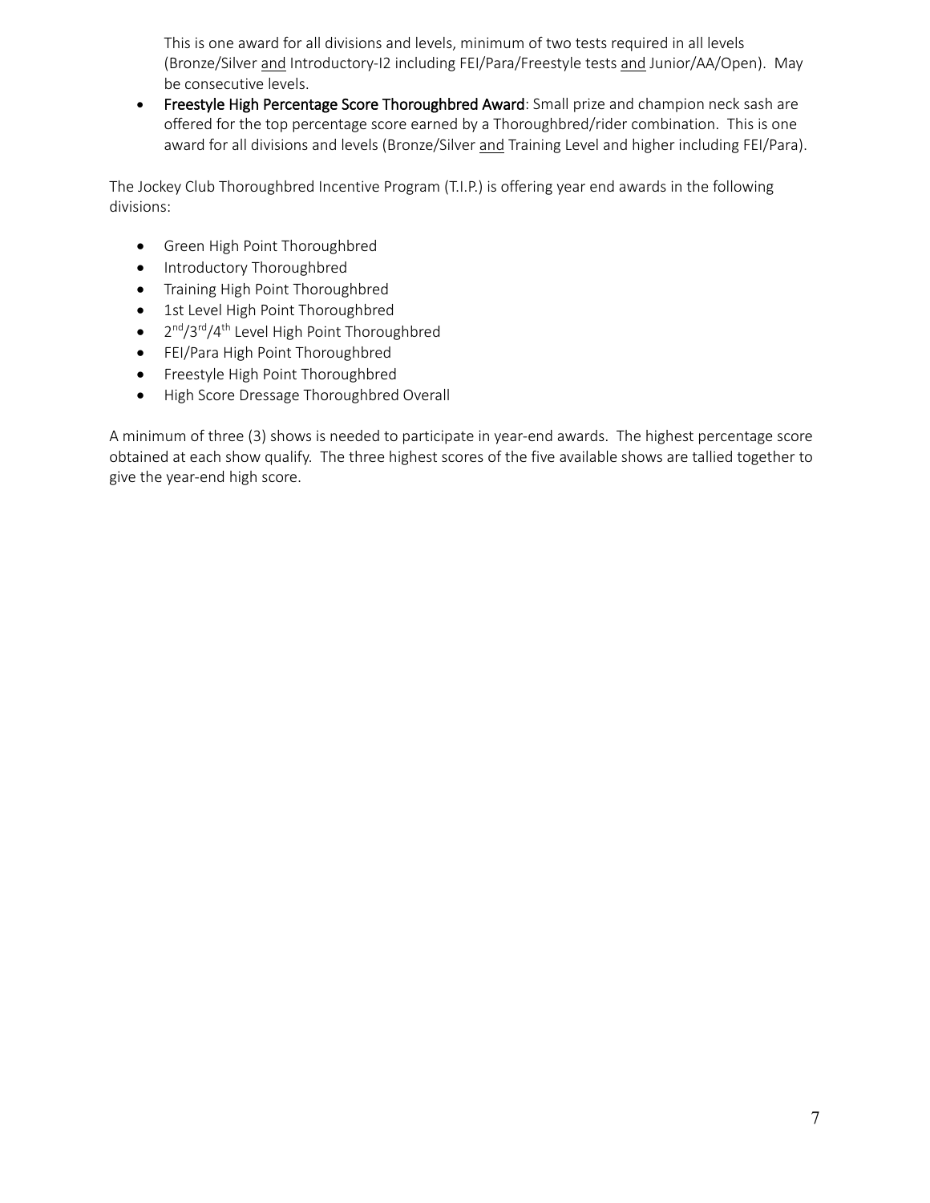This is one award for all divisions and levels, minimum of two tests required in all levels (Bronze/Silver <u>and</u> Introductory-I2 including FEI/Para/Freestyle tests <u>and</u> Junior/AA/Open). May be consecutive levels.

- **Freestyle High Percentage Score Thoroughbred Award**: Small prize and champion neck sash are offered for the top percentage score earned by a Thoroughbred/rider combination. This is one award for all divisions and levels (Bronze/Silver <u>and</u> Training Level and higher including FEI/Para).

The Jockey Club Thoroughbred Incentive Program (T.I.P.) is offering year end awards in the following divisions:

- Green High Point Thoroughbred
- Introductory Thoroughbred
- Training High Point Thoroughbred
- 1st Level High Point Thoroughbred
- 2nd/3rd/4th Level High Point Thoroughbred
- FEI/Para High Point Thoroughbred
- Freestyle High Point Thoroughbred
- High Score Dressage Thoroughbred Overall

A minimum of three (3) shows is needed to participate in year-end awards. The highest percentage score obtained at each show qualify. The three highest scores of the five available shows are tallied together to give the year-end high score.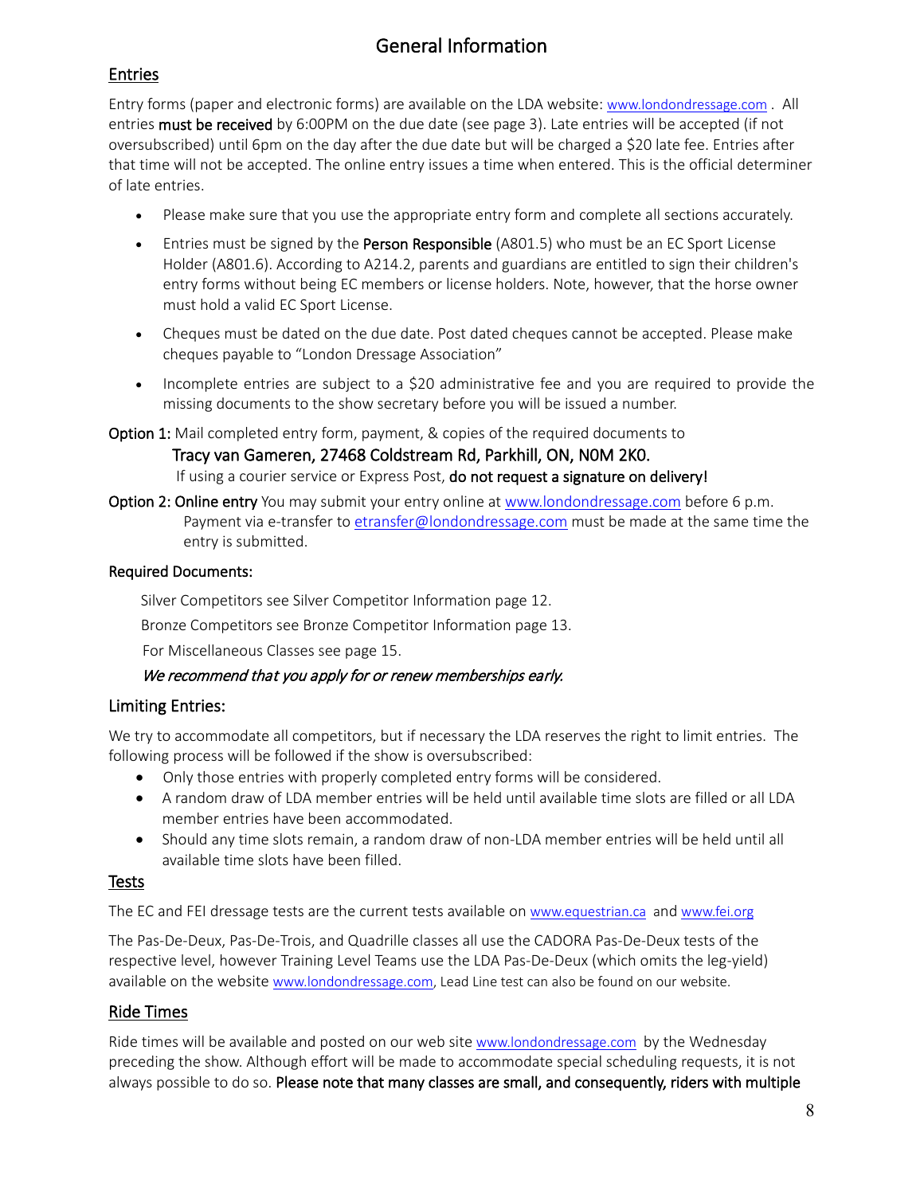# General Information

## Entries

Entry forms (paper and electronic forms) are available on the LDA website: www.londondressage.com . All entries **must be received** by 6:00PM on the due date (see page 3). Late entries will be accepted (if not oversubscribed) until 6pm on the day after the due date but will be charged a $20 late fee. Entries after that time will not be accepted. The online entry issues a time when entered. This is the official determiner of late entries.

- Please make sure that you use the appropriate entry form and complete all sections accurately.
- Entries must be signed by the **Person Responsible** (A801.5) who must be an EC Sport License Holder (A801.6). According to A214.2, parents and guardians are entitled to sign their children's entry forms without being EC members or license holders. Note, however, that the horse owner must hold a valid EC Sport License.
- Cheques must be dated on the due date. Post dated cheques cannot be accepted. Please make cheques payable to "London Dressage Association"
- Incomplete entries are subject to a $20 administrative fee and you are required to provide the missing documents to the show secretary before you will be issued a number.

**Option 1:** Mail completed entry form, payment, & copies of the required documents to

**Tracy van Gameren, 27468 Coldstream Rd, Parkhill, ON, N0M 2K0.**

If using a courier service or Express Post, **do not request a signature on delivery!**

**Option 2: Online entry** You may submit your entry online at www.londondressage.com before 6 p.m. Payment via e-transfer to etransfer@londondressage.com must be made at the same time the entry is submitted.

**Required Documents:**

Silver Competitors see Silver Competitor Information page 12.

Bronze Competitors see Bronze Competitor Information page 13.

For Miscellaneous Classes see page 15.

*We recommend that you apply for or renew memberships early.*

### Limiting Entries:

We try to accommodate all competitors, but if necessary the LDA reserves the right to limit entries. The following process will be followed if the show is oversubscribed:

- Only those entries with properly completed entry forms will be considered.
- A random draw of LDA member entries will be held until available time slots are filled or all LDA member entries have been accommodated.
- Should any time slots remain, a random draw of non-LDA member entries will be held until all available time slots have been filled.

## Tests

The EC and FEI dressage tests are the current tests available on www.equestrian.ca and www.fei.org

The Pas-De-Deux, Pas-De-Trois, and Quadrille classes all use the CADORA Pas-De-Deux tests of the respective level, however Training Level Teams use the LDA Pas-De-Deux (which omits the leg-yield) available on the website www.londondressage.com, Lead Line test can also be found on our website.

## Ride Times

Ride times will be available and posted on our web site www.londondressage.com by the Wednesday preceding the show. Although effort will be made to accommodate special scheduling requests, it is not always possible to do so. **Please note that many classes are small, and consequently, riders with multiple**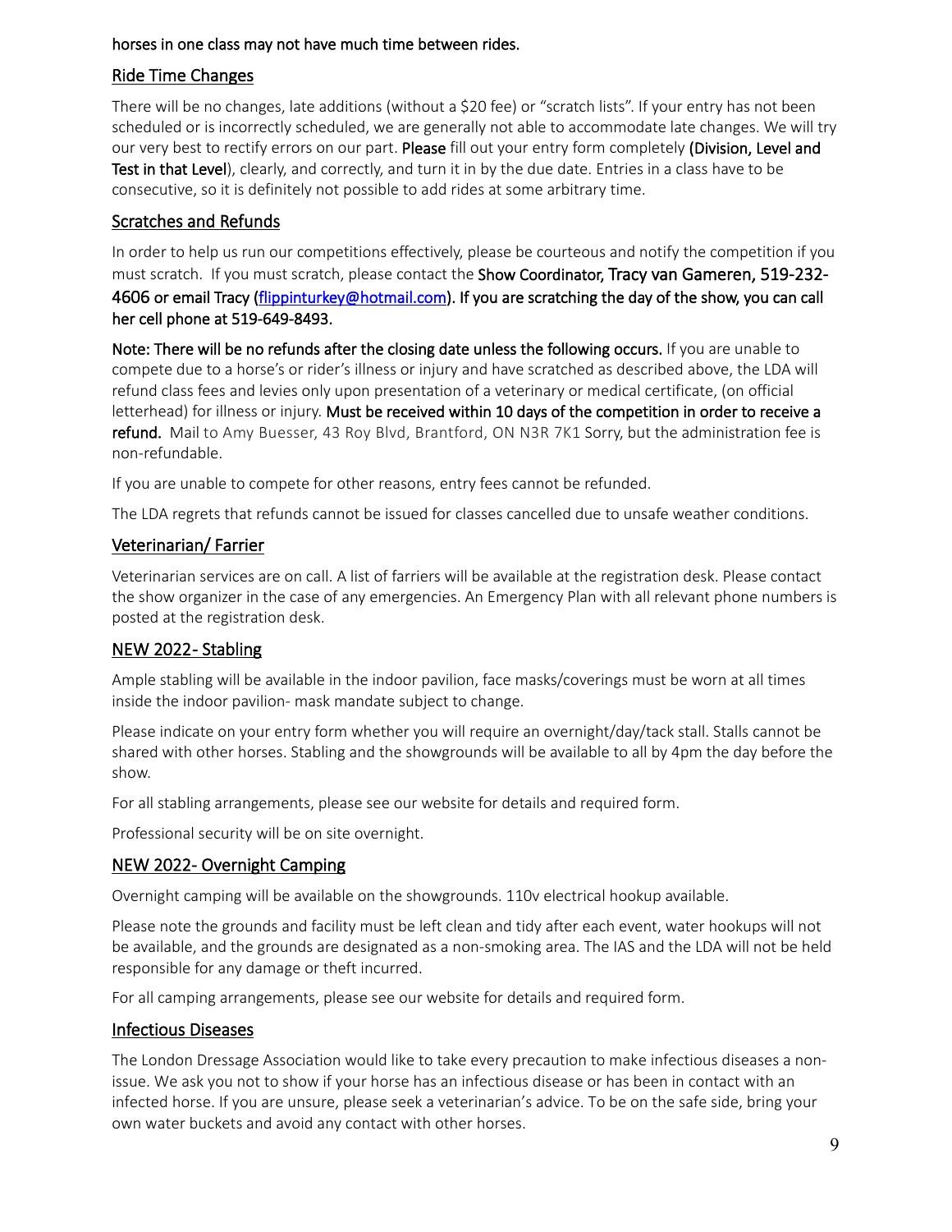**horses in one class may not have much time between rides.**

## Ride Time Changes

There will be no changes, late additions (without a $20 fee) or "scratch lists". If your entry has not been scheduled or is incorrectly scheduled, we are generally not able to accommodate late changes. We will try our very best to rectify errors on our part. **Please** fill out your entry form completely **(Division, Level and Test in that Level**), clearly, and correctly, and turn it in by the due date. Entries in a class have to be consecutive, so it is definitely not possible to add rides at some arbitrary time.

## Scratches and Refunds

In order to help us run our competitions effectively, please be courteous and notify the competition if you must scratch. If you must scratch, please contact the **Show Coordinator, Tracy van Gameren, 519-232-4606 or email Tracy ([flippinturkey@hotmail.com](mailto:flippinturkey@hotmail.com)). If you are scratching the day of the show, you can call her cell phone at 519-649-8493.**

**Note: There will be no refunds after the closing date unless the following occurs.** If you are unable to compete due to a horse's or rider's illness or injury and have scratched as described above, the LDA will refund class fees and levies only upon presentation of a veterinary or medical certificate, (on official letterhead) for illness or injury. **Must be received within 10 days of the competition in order to receive a refund.** Mail to Amy Buesser, 43 Roy Blvd, Brantford, ON N3R 7K1 Sorry, but the administration fee is non-refundable.

If you are unable to compete for other reasons, entry fees cannot be refunded.

The LDA regrets that refunds cannot be issued for classes cancelled due to unsafe weather conditions.

## Veterinarian/ Farrier

Veterinarian services are on call. A list of farriers will be available at the registration desk. Please contact the show organizer in the case of any emergencies. An Emergency Plan with all relevant phone numbers is posted at the registration desk.

## NEW 2022- Stabling

Ample stabling will be available in the indoor pavilion, face masks/coverings must be worn at all times inside the indoor pavilion- mask mandate subject to change.

Please indicate on your entry form whether you will require an overnight/day/tack stall. Stalls cannot be shared with other horses. Stabling and the showgrounds will be available to all by 4pm the day before the show.

For all stabling arrangements, please see our website for details and required form.

Professional security will be on site overnight.

## NEW 2022- Overnight Camping

Overnight camping will be available on the showgrounds. 110v electrical hookup available.

Please note the grounds and facility must be left clean and tidy after each event, water hookups will not be available, and the grounds are designated as a non-smoking area. The IAS and the LDA will not be held responsible for any damage or theft incurred.

For all camping arrangements, please see our website for details and required form.

## Infectious Diseases

The London Dressage Association would like to take every precaution to make infectious diseases a non-issue. We ask you not to show if your horse has an infectious disease or has been in contact with an infected horse. If you are unsure, please seek a veterinarian's advice. To be on the safe side, bring your own water buckets and avoid any contact with other horses.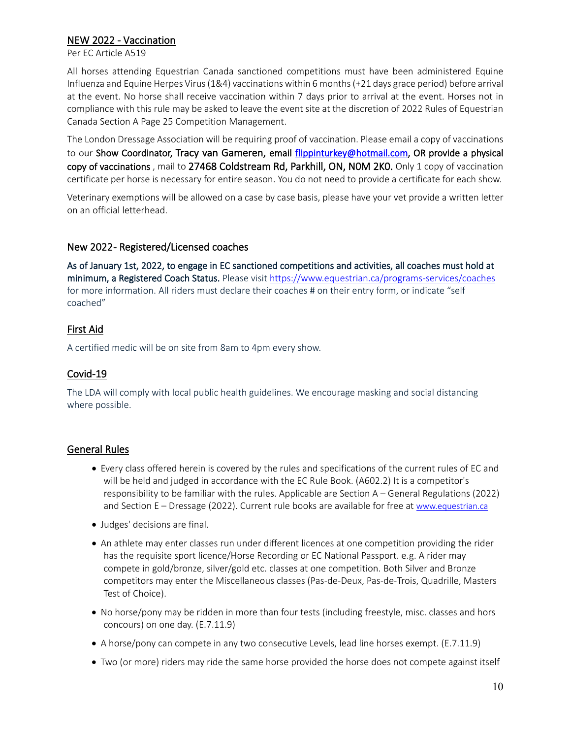## NEW 2022 - Vaccination

Per EC Article A519

All horses attending Equestrian Canada sanctioned competitions must have been administered Equine Influenza and Equine Herpes Virus (1&4) vaccinations within 6 months (+21 days grace period) before arrival at the event. No horse shall receive vaccination within 7 days prior to arrival at the event. Horses not in compliance with this rule may be asked to leave the event site at the discretion of 2022 Rules of Equestrian Canada Section A Page 25 Competition Management.

The London Dressage Association will be requiring proof of vaccination. Please email a copy of vaccinations to our **Show Coordinator, Tracy van Gameren, email flippinturkey@hotmail.com, OR provide a physical copy of vaccinations** , mail to **27468 Coldstream Rd, Parkhill, ON, N0M 2K0.** Only 1 copy of vaccination certificate per horse is necessary for entire season. You do not need to provide a certificate for each show.

Veterinary exemptions will be allowed on a case by case basis, please have your vet provide a written letter on an official letterhead.

## New 2022- Registered/Licensed coaches

**As of January 1st, 2022, to engage in EC sanctioned competitions and activities, all coaches must hold at minimum, a Registered Coach Status.** Please visit https://www.equestrian.ca/programs-services/coaches for more information. All riders must declare their coaches # on their entry form, or indicate "self coached"

## First Aid

A certified medic will be on site from 8am to 4pm every show.

## Covid-19

The LDA will comply with local public health guidelines. We encourage masking and social distancing where possible.

## General Rules

- Every class offered herein is covered by the rules and specifications of the current rules of EC and will be held and judged in accordance with the EC Rule Book. (A602.2) It is a competitor's responsibility to be familiar with the rules. Applicable are Section A – General Regulations (2022) and Section E – Dressage (2022). Current rule books are available for free at www.equestrian.ca
- Judges' decisions are final.
- An athlete may enter classes run under different licences at one competition providing the rider has the requisite sport licence/Horse Recording or EC National Passport. e.g. A rider may compete in gold/bronze, silver/gold etc. classes at one competition. Both Silver and Bronze competitors may enter the Miscellaneous classes (Pas-de-Deux, Pas-de-Trois, Quadrille, Masters Test of Choice).
- No horse/pony may be ridden in more than four tests (including freestyle, misc. classes and hors concours) on one day. (E.7.11.9)
- A horse/pony can compete in any two consecutive Levels, lead line horses exempt. (E.7.11.9)
- Two (or more) riders may ride the same horse provided the horse does not compete against itself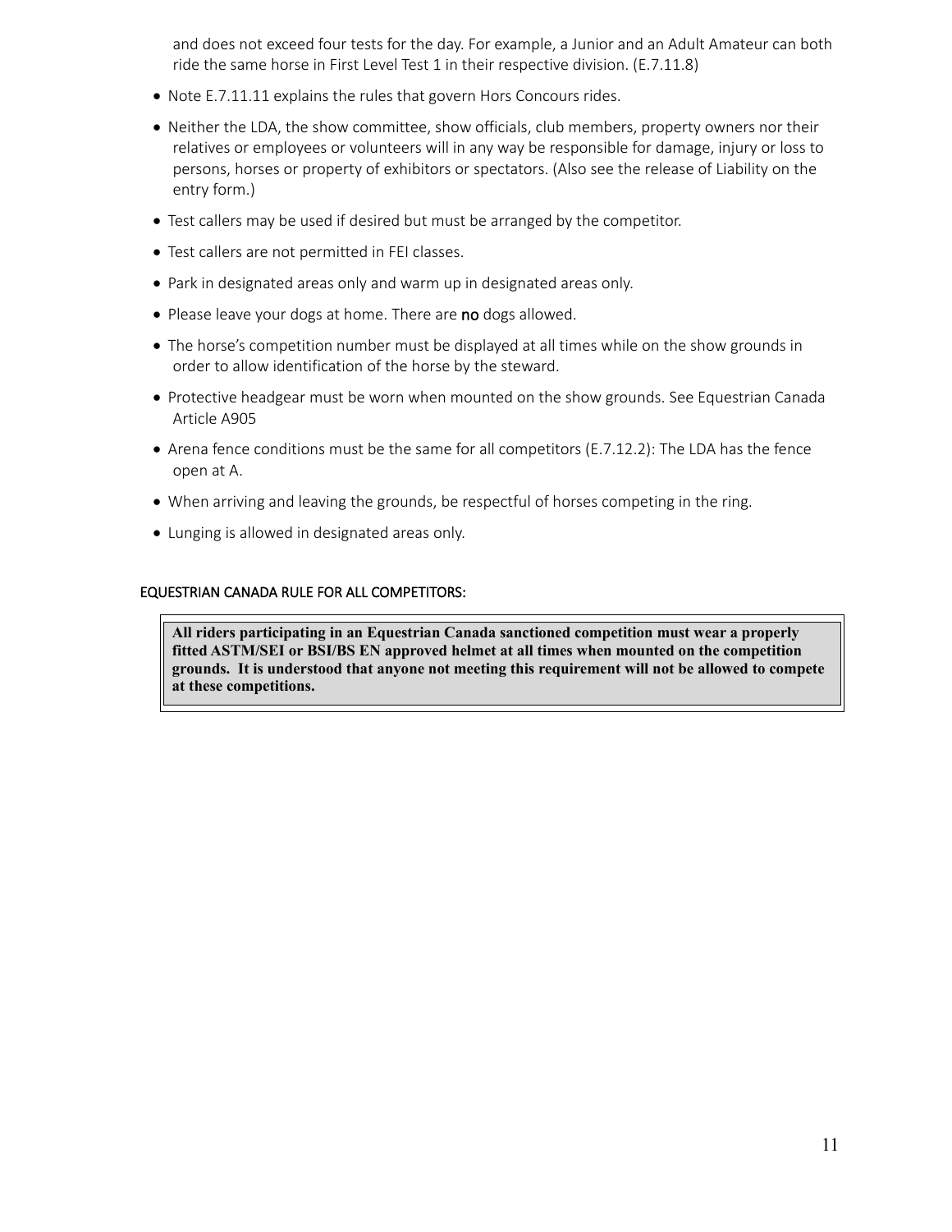and does not exceed four tests for the day. For example, a Junior and an Adult Amateur can both ride the same horse in First Level Test 1 in their respective division. (E.7.11.8)

- Note E.7.11.11 explains the rules that govern Hors Concours rides.
- Neither the LDA, the show committee, show officials, club members, property owners nor their relatives or employees or volunteers will in any way be responsible for damage, injury or loss to persons, horses or property of exhibitors or spectators. (Also see the release of Liability on the entry form.)
- Test callers may be used if desired but must be arranged by the competitor.
- Test callers are not permitted in FEI classes.
- Park in designated areas only and warm up in designated areas only.
- Please leave your dogs at home. There are **no** dogs allowed.
- The horse's competition number must be displayed at all times while on the show grounds in order to allow identification of the horse by the steward.
- Protective headgear must be worn when mounted on the show grounds. See Equestrian Canada Article A905
- Arena fence conditions must be the same for all competitors (E.7.12.2): The LDA has the fence open at A.
- When arriving and leaving the grounds, be respectful of horses competing in the ring.
- Lunging is allowed in designated areas only.

EQUESTRIAN CANADA RULE FOR ALL COMPETITORS:

**All riders participating in an Equestrian Canada sanctioned competition must wear a properly fitted ASTM/SEI or BSI/BS EN approved helmet at all times when mounted on the competition grounds. It is understood that anyone not meeting this requirement will not be allowed to compete at these competitions.**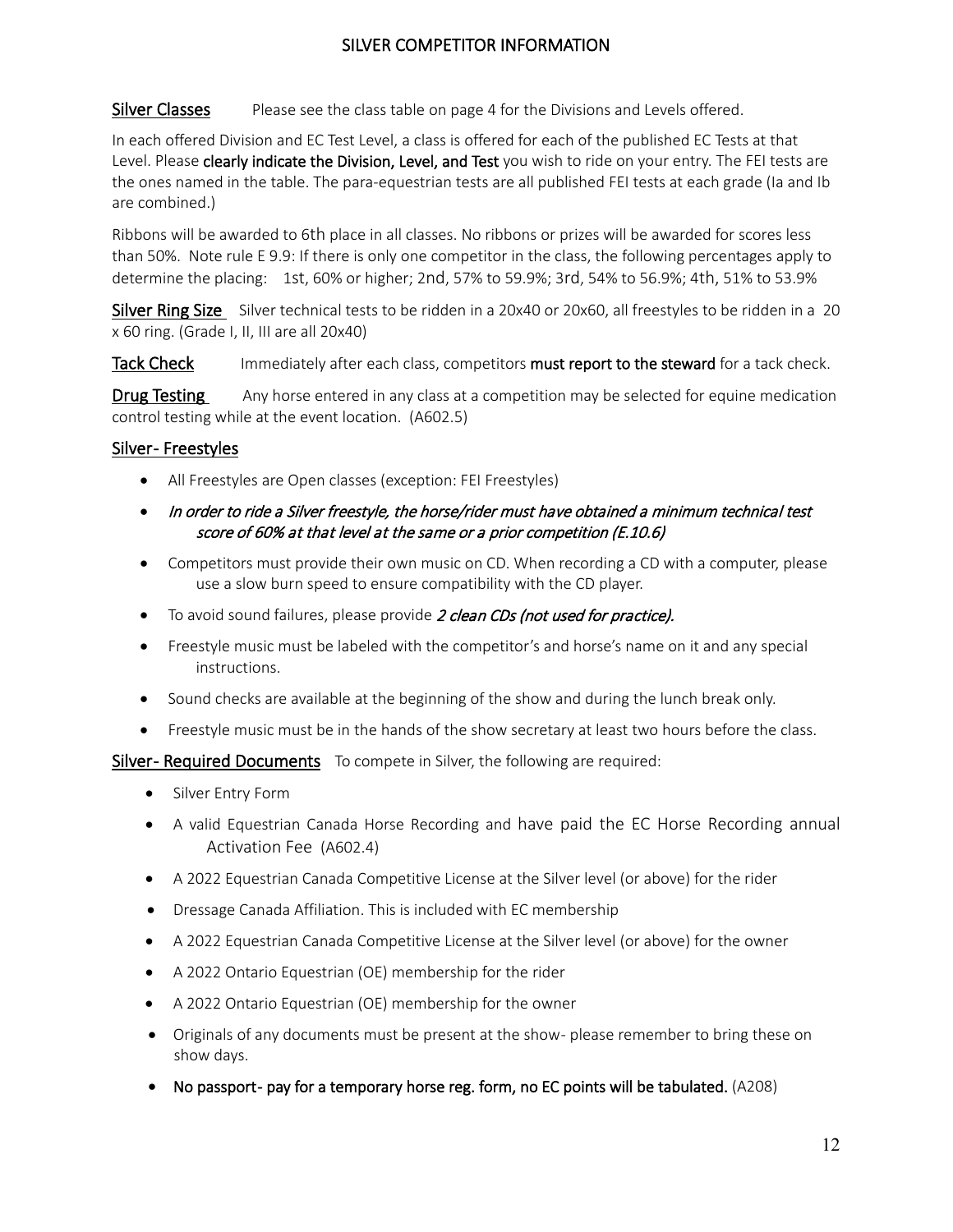# SILVER COMPETITOR INFORMATION

**Silver Classes** Please see the class table on page 4 for the Divisions and Levels offered.

In each offered Division and EC Test Level, a class is offered for each of the published EC Tests at that Level. Please **clearly indicate the Division, Level, and Test** you wish to ride on your entry. The FEI tests are the ones named in the table. The para-equestrian tests are all published FEI tests at each grade (Ia and Ib are combined.)

Ribbons will be awarded to 6th place in all classes. No ribbons or prizes will be awarded for scores less than 50%. Note rule E 9.9: If there is only one competitor in the class, the following percentages apply to determine the placing: 1st, 60% or higher; 2nd, 57% to 59.9%; 3rd, 54% to 56.9%; 4th, 51% to 53.9%

**Silver Ring Size** Silver technical tests to be ridden in a 20x40 or 20x60, all freestyles to be ridden in a 20 x 60 ring. (Grade I, II, III are all 20x40)

**Tack Check** Immediately after each class, competitors **must report to the steward** for a tack check.

**Drug Testing** Any horse entered in any class at a competition may be selected for equine medication control testing while at the event location. (A602.5)

## Silver- Freestyles

- All Freestyles are Open classes (exception: FEI Freestyles)
- *In order to ride a Silver freestyle, the horse/rider must have obtained a minimum technical test score of 60% at that level at the same or a prior competition (E.10.6)*
- Competitors must provide their own music on CD. When recording a CD with a computer, please use a slow burn speed to ensure compatibility with the CD player.
- To avoid sound failures, please provide *2 clean CDs (not used for practice).*
- Freestyle music must be labeled with the competitor's and horse's name on it and any special instructions.
- Sound checks are available at the beginning of the show and during the lunch break only.
- Freestyle music must be in the hands of the show secretary at least two hours before the class.

**Silver- Required Documents** To compete in Silver, the following are required:

- Silver Entry Form
- A valid Equestrian Canada Horse Recording and have paid the EC Horse Recording annual Activation Fee (A602.4)
- A 2022 Equestrian Canada Competitive License at the Silver level (or above) for the rider
- Dressage Canada Affiliation. This is included with EC membership
- A 2022 Equestrian Canada Competitive License at the Silver level (or above) for the owner
- A 2022 Ontario Equestrian (OE) membership for the rider
- A 2022 Ontario Equestrian (OE) membership for the owner
- Originals of any documents must be present at the show- please remember to bring these on show days.
- **No passport- pay for a temporary horse reg. form, no EC points will be tabulated.** (A208)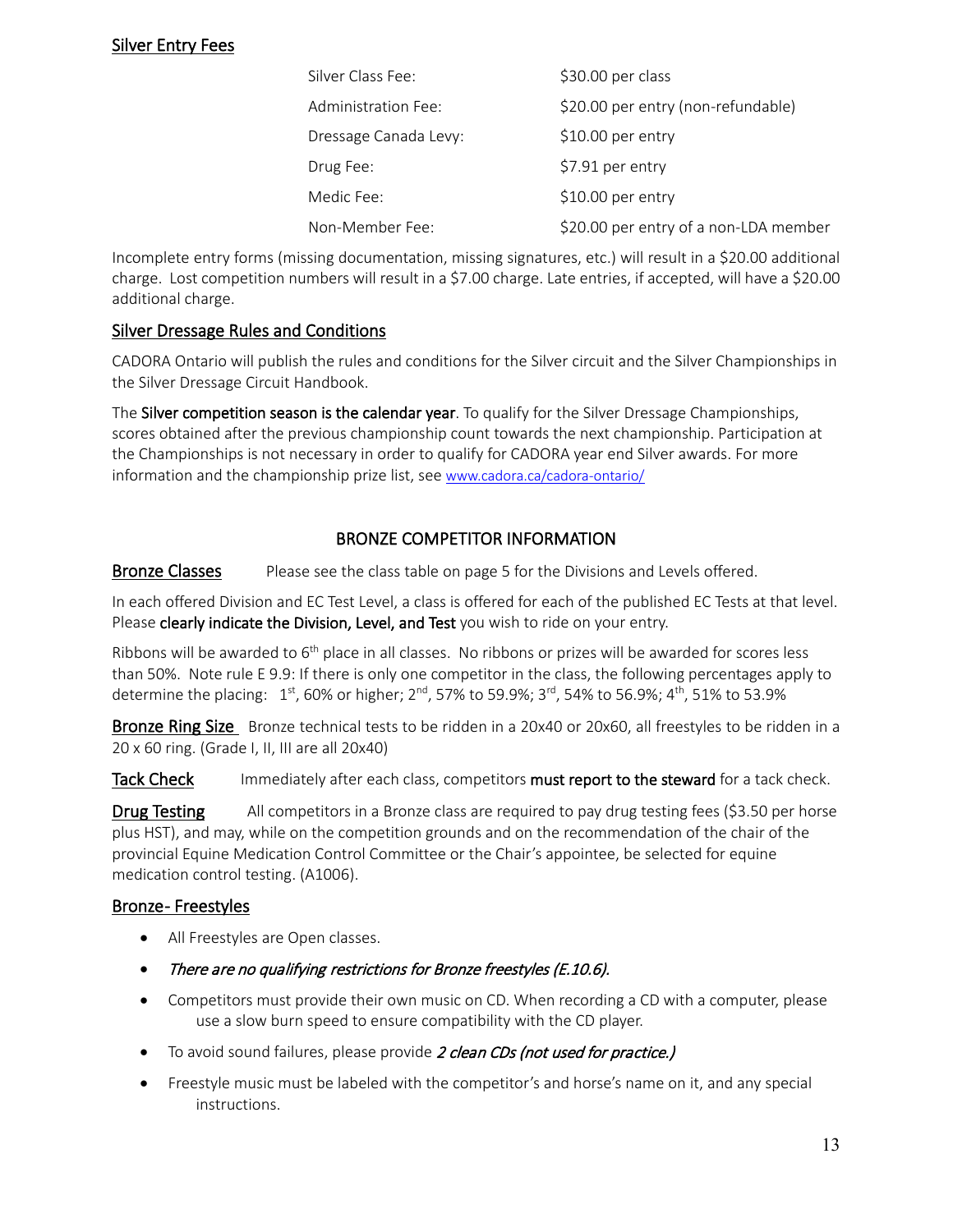## Silver Entry Fees

| | |
|---|---|
| Silver Class Fee: | $30.00 per class |
| Administration Fee: | $20.00 per entry (non-refundable) |
| Dressage Canada Levy: | $10.00 per entry |
| Drug Fee: | $7.91 per entry |
| Medic Fee: | $10.00 per entry |
| Non-Member Fee: | $20.00 per entry of a non-LDA member |

Incomplete entry forms (missing documentation, missing signatures, etc.) will result in a $20.00 additional charge. Lost competition numbers will result in a $7.00 charge. Late entries, if accepted, will have a $20.00 additional charge.

## Silver Dressage Rules and Conditions

CADORA Ontario will publish the rules and conditions for the Silver circuit and the Silver Championships in the Silver Dressage Circuit Handbook.

The **Silver competition season is the calendar year**. To qualify for the Silver Dressage Championships, scores obtained after the previous championship count towards the next championship. Participation at the Championships is not necessary in order to qualify for CADORA year end Silver awards. For more information and the championship prize list, see www.cadora.ca/cadora-ontario/

# BRONZE COMPETITOR INFORMATION

**Bronze Classes** Please see the class table on page 5 for the Divisions and Levels offered.

In each offered Division and EC Test Level, a class is offered for each of the published EC Tests at that level. Please **clearly indicate the Division, Level, and Test** you wish to ride on your entry.

Ribbons will be awarded to 6th place in all classes. No ribbons or prizes will be awarded for scores less than 50%. Note rule E 9.9: If there is only one competitor in the class, the following percentages apply to determine the placing: 1st, 60% or higher; 2nd, 57% to 59.9%; 3rd, 54% to 56.9%; 4th, 51% to 53.9%

**Bronze Ring Size** Bronze technical tests to be ridden in a 20x40 or 20x60, all freestyles to be ridden in a 20 x 60 ring. (Grade I, II, III are all 20x40)

**Tack Check** Immediately after each class, competitors **must report to the steward** for a tack check.

**Drug Testing** All competitors in a Bronze class are required to pay drug testing fees ($3.50 per horse plus HST), and may, while on the competition grounds and on the recommendation of the chair of the provincial Equine Medication Control Committee or the Chair's appointee, be selected for equine medication control testing. (A1006).

## Bronze- Freestyles

- All Freestyles are Open classes.
- *There are no qualifying restrictions for Bronze freestyles (E.10.6).*
- Competitors must provide their own music on CD. When recording a CD with a computer, please use a slow burn speed to ensure compatibility with the CD player.
- To avoid sound failures, please provide *2 clean CDs (not used for practice.)*
- Freestyle music must be labeled with the competitor's and horse's name on it, and any special instructions.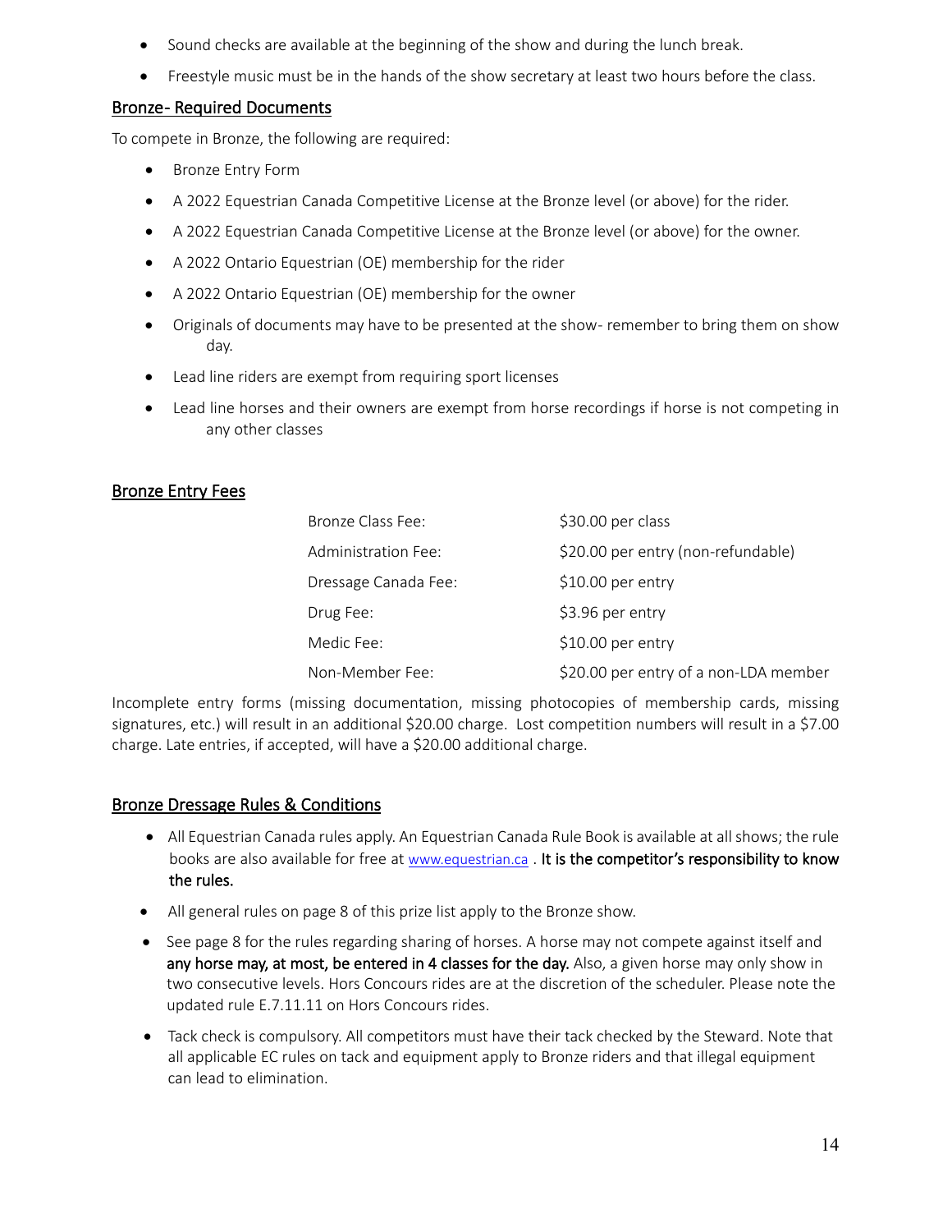- Sound checks are available at the beginning of the show and during the lunch break.
- Freestyle music must be in the hands of the show secretary at least two hours before the class.

## Bronze- Required Documents

To compete in Bronze, the following are required:

- Bronze Entry Form
- A 2022 Equestrian Canada Competitive License at the Bronze level (or above) for the rider.
- A 2022 Equestrian Canada Competitive License at the Bronze level (or above) for the owner.
- A 2022 Ontario Equestrian (OE) membership for the rider
- A 2022 Ontario Equestrian (OE) membership for the owner
- Originals of documents may have to be presented at the show- remember to bring them on show day.
- Lead line riders are exempt from requiring sport licenses
- Lead line horses and their owners are exempt from horse recordings if horse is not competing in any other classes

## Bronze Entry Fees

| | |
|---|---|
| Bronze Class Fee: | $30.00 per class |
| Administration Fee: | $20.00 per entry (non-refundable) |
| Dressage Canada Fee: | $10.00 per entry |
| Drug Fee: | $3.96 per entry |
| Medic Fee: | $10.00 per entry |
| Non-Member Fee: | $20.00 per entry of a non-LDA member |

Incomplete entry forms (missing documentation, missing photocopies of membership cards, missing signatures, etc.) will result in an additional $20.00 charge. Lost competition numbers will result in a $7.00 charge. Late entries, if accepted, will have a $20.00 additional charge.

## Bronze Dressage Rules & Conditions

- All Equestrian Canada rules apply. An Equestrian Canada Rule Book is available at all shows; the rule books are also available for free at www.equestrian.ca . **It is the competitor's responsibility to know the rules.**
- All general rules on page 8 of this prize list apply to the Bronze show.
- See page 8 for the rules regarding sharing of horses. A horse may not compete against itself and **any horse may, at most, be entered in 4 classes for the day.** Also, a given horse may only show in two consecutive levels. Hors Concours rides are at the discretion of the scheduler. Please note the updated rule E.7.11.11 on Hors Concours rides.
- Tack check is compulsory. All competitors must have their tack checked by the Steward. Note that all applicable EC rules on tack and equipment apply to Bronze riders and that illegal equipment can lead to elimination.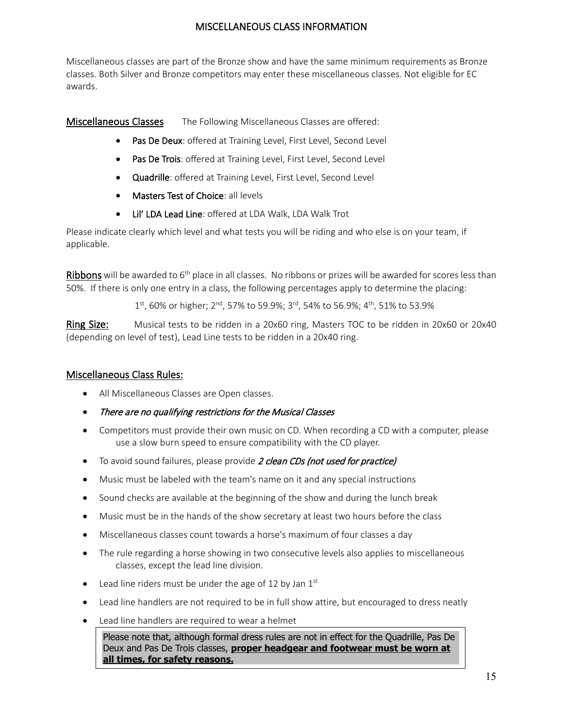# MISCELLANEOUS CLASS INFORMATION

Miscellaneous classes are part of the Bronze show and have the same minimum requirements as Bronze classes. Both Silver and Bronze competitors may enter these miscellaneous classes. Not eligible for EC awards.

**Miscellaneous Classes** The Following Miscellaneous Classes are offered:

- **Pas De Deux**: offered at Training Level, First Level, Second Level
- **Pas De Trois**: offered at Training Level, First Level, Second Level
- **Quadrille**: offered at Training Level, First Level, Second Level
- **Masters Test of Choice**: all levels
- **Lil' LDA Lead Line**: offered at LDA Walk, LDA Walk Trot

Please indicate clearly which level and what tests you will be riding and who else is on your team, if applicable.

**Ribbons** will be awarded to 6th place in all classes. No ribbons or prizes will be awarded for scores less than 50%. If there is only one entry in a class, the following percentages apply to determine the placing:

1st, 60% or higher; 2nd, 57% to 59.9%; 3rd, 54% to 56.9%; 4th, 51% to 53.9%

**Ring Size:** Musical tests to be ridden in a 20x60 ring, Masters TOC to be ridden in 20x60 or 20x40 (depending on level of test), Lead Line tests to be ridden in a 20x40 ring.

## Miscellaneous Class Rules:

- All Miscellaneous Classes are Open classes.
- *There are no qualifying restrictions for the Musical Classes*
- Competitors must provide their own music on CD. When recording a CD with a computer, please use a slow burn speed to ensure compatibility with the CD player.
- To avoid sound failures, please provide *2 clean CDs (not used for practice)*
- Music must be labeled with the team's name on it and any special instructions
- Sound checks are available at the beginning of the show and during the lunch break
- Music must be in the hands of the show secretary at least two hours before the class
- Miscellaneous classes count towards a horse's maximum of four classes a day
- The rule regarding a horse showing in two consecutive levels also applies to miscellaneous classes, except the lead line division.
- Lead line riders must be under the age of 12 by Jan 1st
- Lead line handlers are not required to be in full show attire, but encouraged to dress neatly
- Lead line handlers are required to wear a helmet

Please note that, although formal dress rules are not in effect for the Quadrille, Pas De Deux and Pas De Trois classes, **proper headgear and footwear must be worn at all times, for safety reasons.**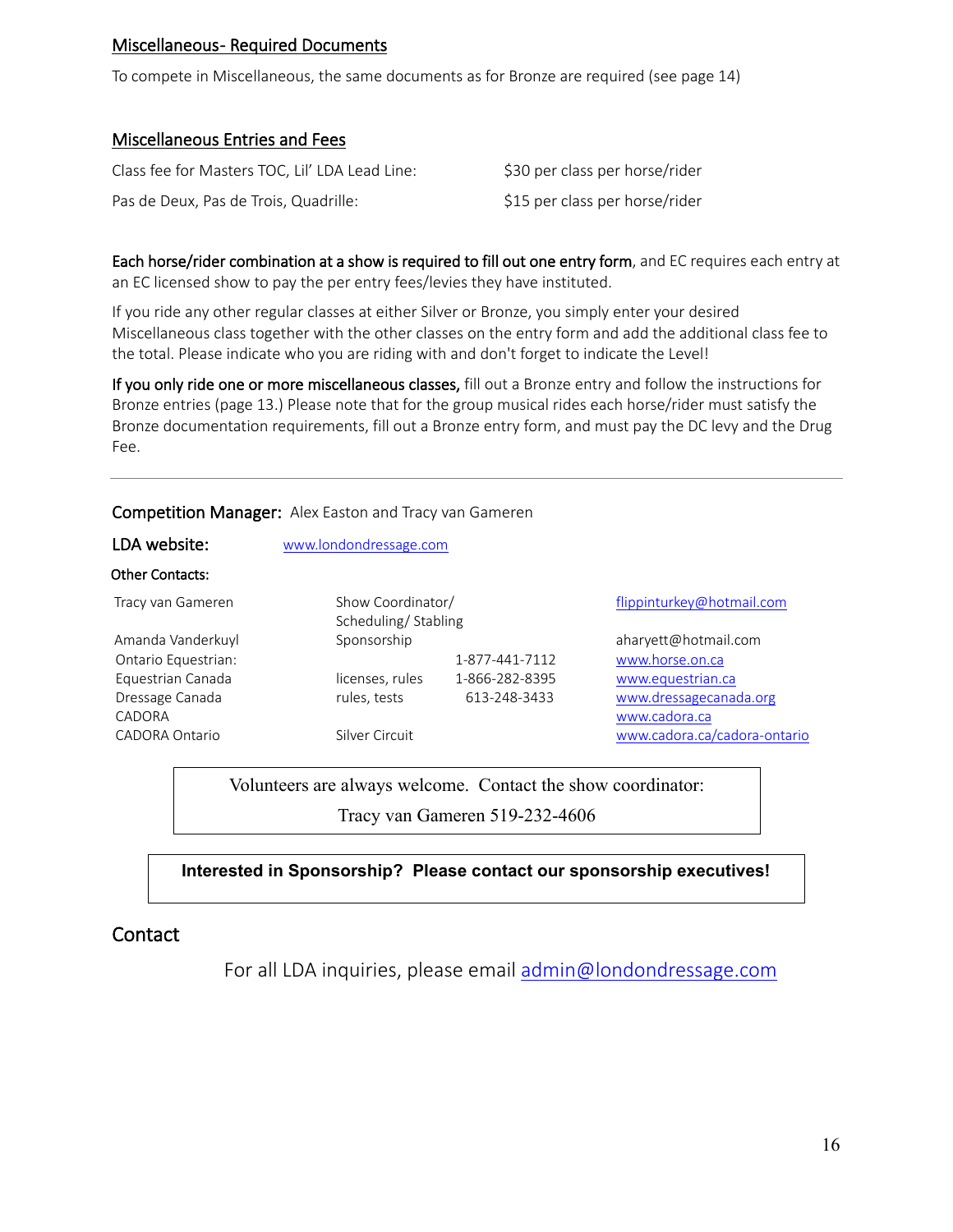## Miscellaneous- Required Documents

To compete in Miscellaneous, the same documents as for Bronze are required (see page 14)

## Miscellaneous Entries and Fees

| | |
|---|---|
| Class fee for Masters TOC, Lil' LDA Lead Line: | $30 per class per horse/rider |
| Pas de Deux, Pas de Trois, Quadrille: | $15 per class per horse/rider |

**Each horse/rider combination at a show is required to fill out one entry form**, and EC requires each entry at an EC licensed show to pay the per entry fees/levies they have instituted.

If you ride any other regular classes at either Silver or Bronze, you simply enter your desired Miscellaneous class together with the other classes on the entry form and add the additional class fee to the total. Please indicate who you are riding with and don't forget to indicate the Level!

**If you only ride one or more miscellaneous classes,** fill out a Bronze entry and follow the instructions for Bronze entries (page 13.) Please note that for the group musical rides each horse/rider must satisfy the Bronze documentation requirements, fill out a Bronze entry form, and must pay the DC levy and the Drug Fee.

---

**Competition Manager:** Alex Easton and Tracy van Gameren

**LDA website:** www.londondressage.com

**Other Contacts:**

| | | | |
|---|---|---|---|
| Tracy van Gameren | Show Coordinator/ Scheduling/ Stabling | | flippinturkey@hotmail.com |
| Amanda Vanderkuyl | Sponsorship | | aharyett@hotmail.com |
| Ontario Equestrian: | | 1-877-441-7112 | www.horse.on.ca |
| Equestrian Canada | licenses, rules | 1-866-282-8395 | www.equestrian.ca |
| Dressage Canada | rules, tests | 613-248-3433 | www.dressagecanada.org |
| CADORA | | | www.cadora.ca |
| CADORA Ontario | Silver Circuit | | www.cadora.ca/cadora-ontario |

Volunteers are always welcome. Contact the show coordinator:
Tracy van Gameren 519-232-4606

**Interested in Sponsorship? Please contact our sponsorship executives!**

## Contact

For all LDA inquiries, please email admin@londondressage.com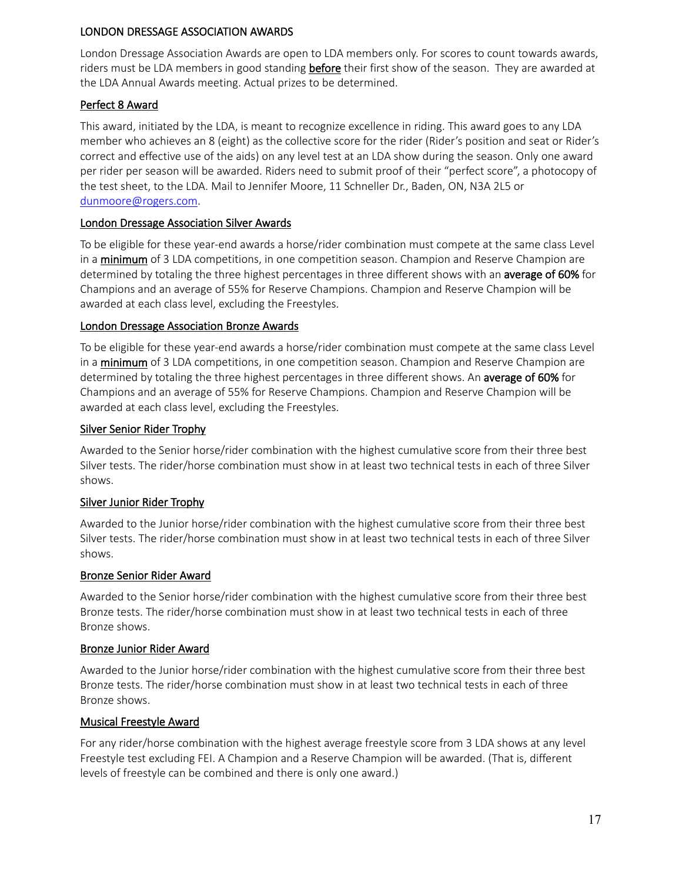## LONDON DRESSAGE ASSOCIATION AWARDS

London Dressage Association Awards are open to LDA members only. For scores to count towards awards, riders must be LDA members in good standing **before** their first show of the season. They are awarded at the LDA Annual Awards meeting. Actual prizes to be determined.

### Perfect 8 Award

This award, initiated by the LDA, is meant to recognize excellence in riding. This award goes to any LDA member who achieves an 8 (eight) as the collective score for the rider (Rider's position and seat or Rider's correct and effective use of the aids) on any level test at an LDA show during the season. Only one award per rider per season will be awarded. Riders need to submit proof of their "perfect score", a photocopy of the test sheet, to the LDA. Mail to Jennifer Moore, 11 Schneller Dr., Baden, ON, N3A 2L5 or dunmoore@rogers.com.

### London Dressage Association Silver Awards

To be eligible for these year-end awards a horse/rider combination must compete at the same class Level in a **minimum** of 3 LDA competitions, in one competition season. Champion and Reserve Champion are determined by totaling the three highest percentages in three different shows with an **average of 60%** for Champions and an average of 55% for Reserve Champions. Champion and Reserve Champion will be awarded at each class level, excluding the Freestyles.

### London Dressage Association Bronze Awards

To be eligible for these year-end awards a horse/rider combination must compete at the same class Level in a **minimum** of 3 LDA competitions, in one competition season. Champion and Reserve Champion are determined by totaling the three highest percentages in three different shows. An **average of 60%** for Champions and an average of 55% for Reserve Champions. Champion and Reserve Champion will be awarded at each class level, excluding the Freestyles.

### Silver Senior Rider Trophy

Awarded to the Senior horse/rider combination with the highest cumulative score from their three best Silver tests. The rider/horse combination must show in at least two technical tests in each of three Silver shows.

### Silver Junior Rider Trophy

Awarded to the Junior horse/rider combination with the highest cumulative score from their three best Silver tests. The rider/horse combination must show in at least two technical tests in each of three Silver shows.

### Bronze Senior Rider Award

Awarded to the Senior horse/rider combination with the highest cumulative score from their three best Bronze tests. The rider/horse combination must show in at least two technical tests in each of three Bronze shows.

### Bronze Junior Rider Award

Awarded to the Junior horse/rider combination with the highest cumulative score from their three best Bronze tests. The rider/horse combination must show in at least two technical tests in each of three Bronze shows.

### Musical Freestyle Award

For any rider/horse combination with the highest average freestyle score from 3 LDA shows at any level Freestyle test excluding FEI. A Champion and a Reserve Champion will be awarded. (That is, different levels of freestyle can be combined and there is only one award.)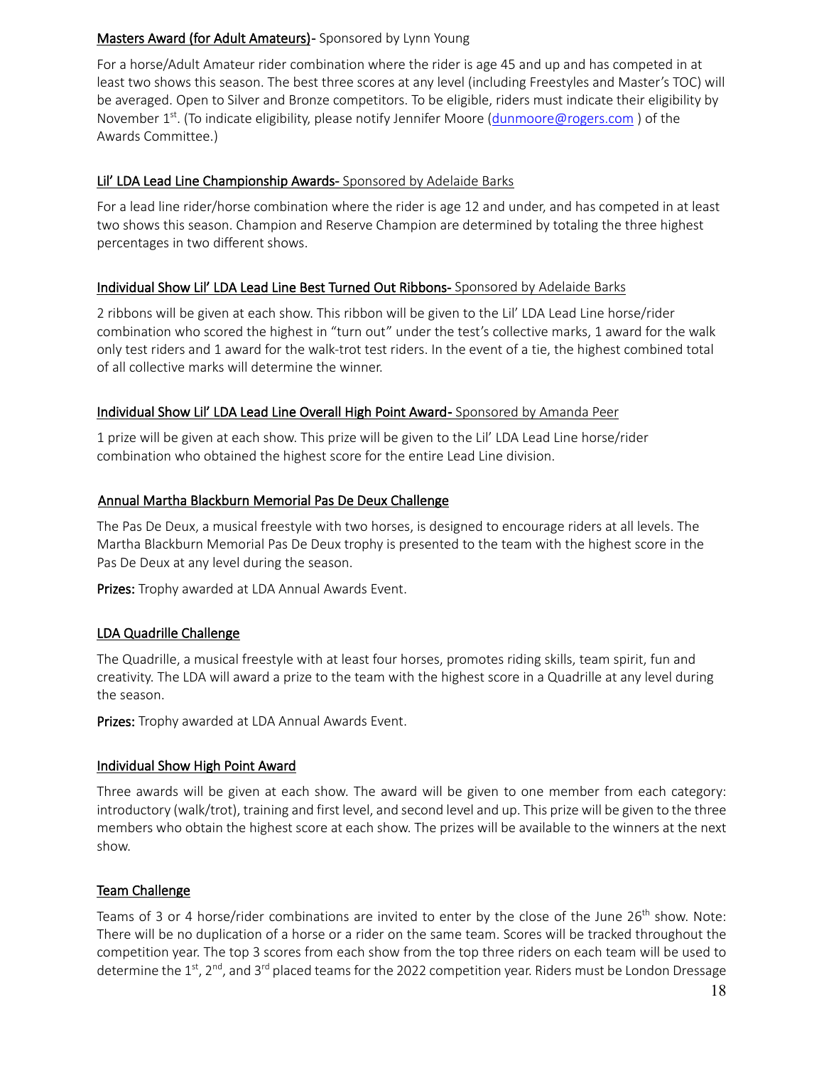## Masters Award (for Adult Amateurs)- Sponsored by Lynn Young

For a horse/Adult Amateur rider combination where the rider is age 45 and up and has competed in at least two shows this season. The best three scores at any level (including Freestyles and Master's TOC) will be averaged. Open to Silver and Bronze competitors. To be eligible, riders must indicate their eligibility by November 1st. (To indicate eligibility, please notify Jennifer Moore (dunmoore@rogers.com ) of the Awards Committee.)

## Lil' LDA Lead Line Championship Awards- Sponsored by Adelaide Barks

For a lead line rider/horse combination where the rider is age 12 and under, and has competed in at least two shows this season. Champion and Reserve Champion are determined by totaling the three highest percentages in two different shows.

## Individual Show Lil' LDA Lead Line Best Turned Out Ribbons- Sponsored by Adelaide Barks

2 ribbons will be given at each show. This ribbon will be given to the Lil' LDA Lead Line horse/rider combination who scored the highest in "turn out" under the test's collective marks, 1 award for the walk only test riders and 1 award for the walk-trot test riders. In the event of a tie, the highest combined total of all collective marks will determine the winner.

## Individual Show Lil' LDA Lead Line Overall High Point Award- Sponsored by Amanda Peer

1 prize will be given at each show. This prize will be given to the Lil' LDA Lead Line horse/rider combination who obtained the highest score for the entire Lead Line division.

## Annual Martha Blackburn Memorial Pas De Deux Challenge

The Pas De Deux, a musical freestyle with two horses, is designed to encourage riders at all levels. The Martha Blackburn Memorial Pas De Deux trophy is presented to the team with the highest score in the Pas De Deux at any level during the season.

**Prizes:** Trophy awarded at LDA Annual Awards Event.

## LDA Quadrille Challenge

The Quadrille, a musical freestyle with at least four horses, promotes riding skills, team spirit, fun and creativity. The LDA will award a prize to the team with the highest score in a Quadrille at any level during the season.

**Prizes:** Trophy awarded at LDA Annual Awards Event.

## Individual Show High Point Award

Three awards will be given at each show. The award will be given to one member from each category: introductory (walk/trot), training and first level, and second level and up. This prize will be given to the three members who obtain the highest score at each show. The prizes will be available to the winners at the next show.

## Team Challenge

Teams of 3 or 4 horse/rider combinations are invited to enter by the close of the June 26th show. Note: There will be no duplication of a horse or a rider on the same team. Scores will be tracked throughout the competition year. The top 3 scores from each show from the top three riders on each team will be used to determine the 1st, 2nd, and 3rd placed teams for the 2022 competition year. Riders must be London Dressage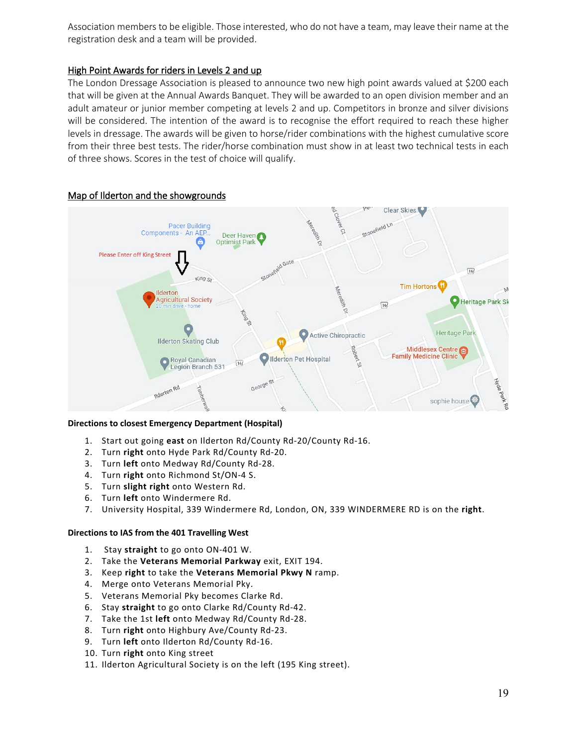Association members to be eligible. Those interested, who do not have a team, may leave their name at the registration desk and a team will be provided.

## High Point Awards for riders in Levels 2 and up

The London Dressage Association is pleased to announce two new high point awards valued at $200 each that will be given at the Annual Awards Banquet. They will be awarded to an open division member and an adult amateur or junior member competing at levels 2 and up. Competitors in bronze and silver divisions will be considered. The intention of the award is to recognise the effort required to reach these higher levels in dressage. The awards will be given to horse/rider combinations with the highest cumulative score from their three best tests. The rider/horse combination must show in at least two technical tests in each of three shows. Scores in the test of choice will qualify.

## Map of Ilderton and the showgrounds

**Directions to closest Emergency Department (Hospital)**

1. Start out going **east** on Ilderton Rd/County Rd-20/County Rd-16.
2. Turn **right** onto Hyde Park Rd/County Rd-20.
3. Turn **left** onto Medway Rd/County Rd-28.
4. Turn **right** onto Richmond St/ON-4 S.
5. Turn **slight right** onto Western Rd.
6. Turn **left** onto Windermere Rd.
7. University Hospital, 339 Windermere Rd, London, ON, 339 WINDERMERE RD is on the **right**.

**Directions to IAS from the 401 Travelling West**

1. Stay **straight** to go onto ON-401 W.
2. Take the **Veterans Memorial Parkway** exit, EXIT 194.
3. Keep **right** to take the **Veterans Memorial Pkwy N** ramp.
4. Merge onto Veterans Memorial Pky.
5. Veterans Memorial Pky becomes Clarke Rd.
6. Stay **straight** to go onto Clarke Rd/County Rd-42.
7. Take the 1st **left** onto Medway Rd/County Rd-28.
8. Turn **right** onto Highbury Ave/County Rd-23.
9. Turn **left** onto Ilderton Rd/County Rd-16.
10. Turn **right** onto King street
11. Ilderton Agricultural Society is on the left (195 King street).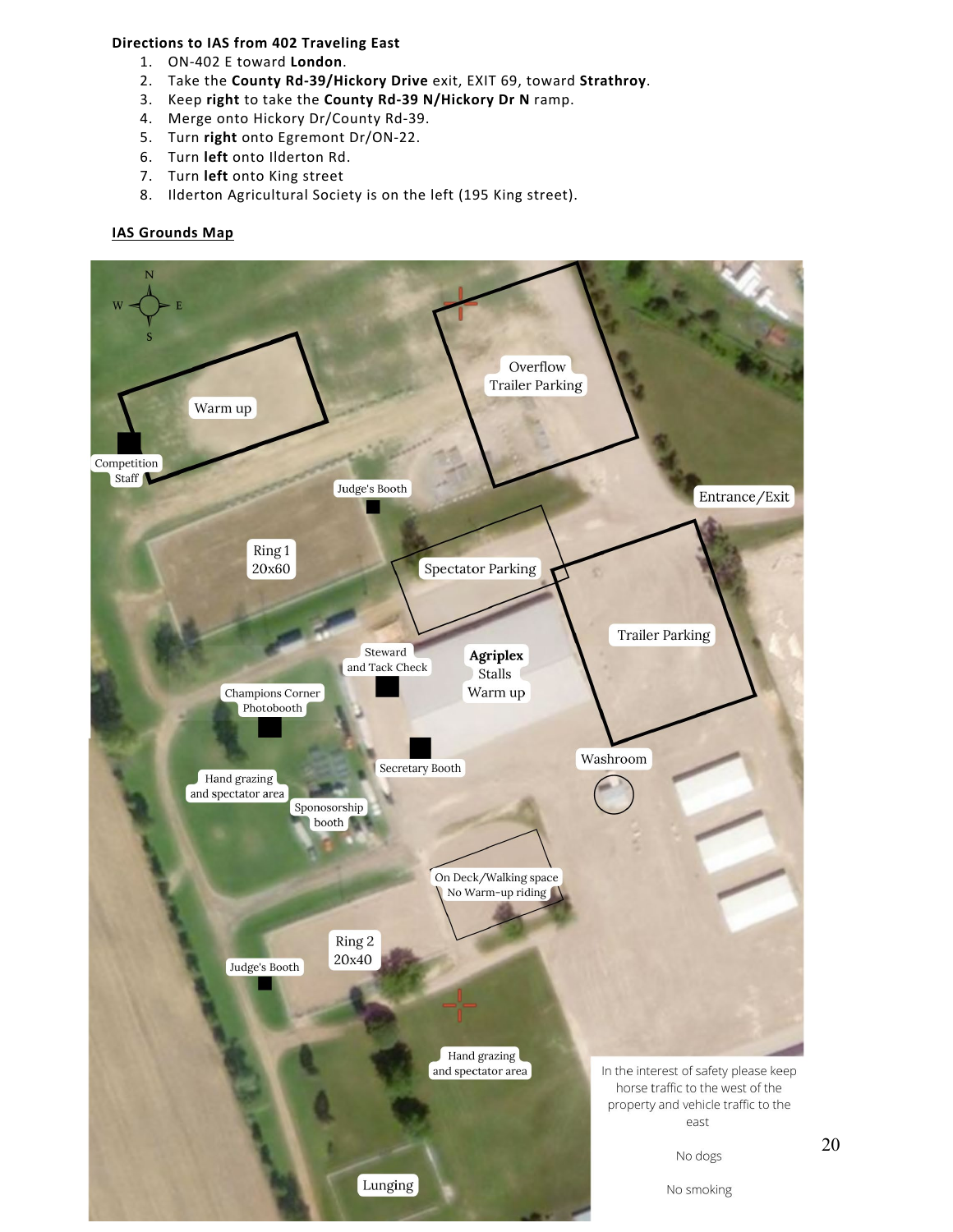**Directions to IAS from 402 Traveling East**

1. ON-402 E toward **London**.
2. Take the **County Rd-39/Hickory Drive** exit, EXIT 69, toward **Strathroy**.
3. Keep **right** to take the **County Rd-39 N/Hickory Dr N** ramp.
4. Merge onto Hickory Dr/County Rd-39.
5. Turn **right** onto Egremont Dr/ON-22.
6. Turn **left** onto Ilderton Rd.
7. Turn **left** onto King street
8. Ilderton Agricultural Society is on the left (195 King street).

**IAS Grounds Map**

N
W E
S

Warm up

Competition Staff

Overflow Trailer Parking

Judge's Booth

Entrance/Exit

Ring 1 20x60

Spectator Parking

Trailer Parking

Steward and Tack Check

**Agriplex** Stalls Warm up

Champions Corner Photobooth

Secretary Booth

Washroom

Hand grazing and spectator area

Sponosorship booth

On Deck/Walking space No Warm-up riding

Ring 2 20x40

Judge's Booth

Hand grazing and spectator area

Lunging

In the interest of safety please keep horse traffic to the west of the property and vehicle traffic to the east

No dogs

No smoking